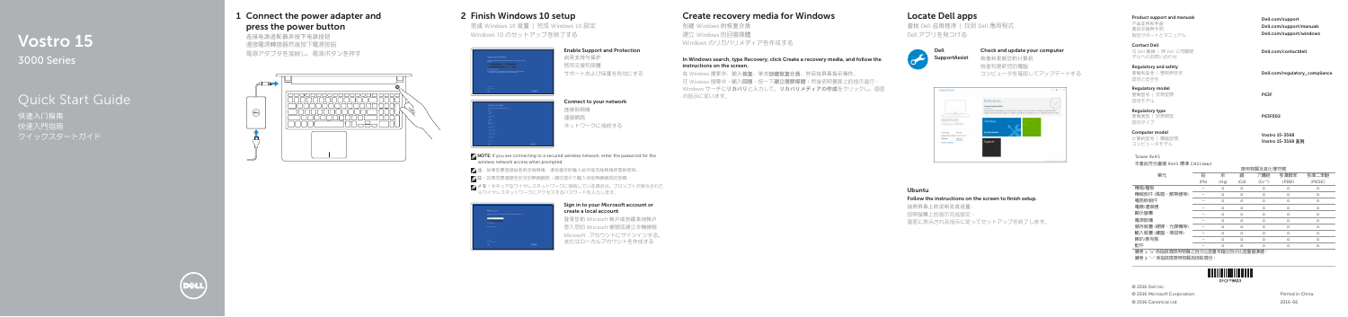# Vostro 15

3000 Series

# Quick Start Guide

快速入门指南
快速入門指南
クイックスタートガイド

## 1 Connect the power adapter and press the power button

连接电源适配器并按下电源按钮
連接電源轉接器然後按下電源按鈕
電源アダプタを接続し、電源ボタンを押す

## 2 Finish Windows 10 setup

完成 Windows 10 设置 | 完成 Windows 10 設定
Windows 10 のセットアップを終了する

### Enable Support and Protection

启用支持与保护
開啟支援與保護
サポートおよび保護を有効にする

### Connect to your network

连接到网络
連接網路
ネットワークに接続する

**NOTE:** If you are connecting to a secured wireless network, enter the password for the wireless network access when prompted.

**注：**如果您要连接到安全的无线网络，请在提示时输入访问该无线网络所需的密码。

**註：**如果您要連線至安全的無線網路，請在提示下輸入存取無線網路的密碼。

**メモ：**セキュアなワイヤレスネットワークに接続している場合は、プロンプトが表示されたらワイヤレスネットワークにアクセスするパスワードを入力します。

### Sign in to your Microsoft account or create a local account

登录您的 Microsoft 帐户或创建本地帐户
登入您的 Microsoft 帳號或建立本機帳號
Microsoft アカウントにサインインする、またはローカルアカウントを作成する

## Create recovery media for Windows

创建 Windows 的恢复介质
建立 Windows 的回復媒體
Windows のリカバリメディアを作成する

**In Windows search, type Recovery, click Create a recovery media, and follow the instructions on the screen.**

在 Windows 搜索中，键入**恢复**，单击**创建恢复介质**，然后按照屏幕指示操作。
在 Windows 搜尋中，鍵入**回復**，按一下**建立還原媒體**，然後依照畫面上的指示進行。
Windows サーチに**リカバリ**と入力して、**リカバリメディアの作成**をクリックし、画面の指示に従います。

## Locate Dell apps

查找 Dell 应用程序 | 找到 Dell 應用程式
Dell アプリを見つける

### Dell SupportAssist

**Check and update your computer**

检查和更新您的计算机
檢查和更新您的電腦
コンピュータを確認してアップデートする

## Ubuntu

**Follow the instructions on the screen to finish setup.**

按照屏幕上的说明完成设置。
按照螢幕上的指示完成設定。
画面に表示される指示に従ってセットアップを終了します。

**Product support and manuals**
产品支持与手册
產品支援與手冊
製品サポートとマニュアル
Dell.com/support
Dell.com/support/manuals
Dell.com/support/windows

**Contact Dell**
与 Dell 联络 | 與 Dell 公司聯絡
デルへのお問い合わせ
Dell.com/contactdell

**Regulatory and safety**
管制和安全 | 管制與安全
規制と安全性
Dell.com/regulatory_compliance

**Regulatory model**
管制型号 | 安規型號
規制モデル
P63F

**Regulatory type**
管制类型 | 安規類型
規制タイプ
P63F002

**Computer model**
计算机型号 | 電腦型號
コンピュータモデル
Vostro 15-3568
Vostro 15-3568 系列

Taiwan RoHS
本產品符合臺灣 RoHS 標準 CNS15663

| 單元 | 限用物質及其化學符號 | | | | | |
|---|---|---|---|---|---|---|
| | 鉛 (Pb) | 汞 (Hg) | 鎘 (Cd) | 六價鉻 (Cr+6) | 多溴聯苯 (PBB) | 多溴二苯醚 (PBDE) |
| 機箱/檔板 | − | ○ | ○ | ○ | ○ | ○ |
| 機械部件（風扇、散熱器等） | − | ○ | ○ | ○ | ○ | ○ |
| 電路板組件 | − | ○ | ○ | ○ | ○ | ○ |
| 電源/適配器 | − | ○ | ○ | ○ | ○ | ○ |
| 顯示螢幕 | − | ○ | ○ | ○ | ○ | ○ |
| 電源設備 | − | ○ | ○ | ○ | ○ | ○ |
| 儲存裝置（硬碟、光碟機等） | − | ○ | ○ | ○ | ○ | ○ |
| 輸入裝置（鍵盤、滑鼠等） | − | ○ | ○ | ○ | ○ | ○ |
| 線材/連接器 | − | ○ | ○ | ○ | ○ | ○ |
| 配件 | − | ○ | ○ | ○ | ○ | ○ |

備考 1. "○" 係指該項限用物質之百分比含量未超出百分比含量基準值。
備考 2. "−" 係指該項限用物質為排除項目。

0FCF9MA00

© 2016 Dell Inc.
© 2016 Microsoft Corporation.
© 2016 Canonical Ltd.

Printed in China.
2016-05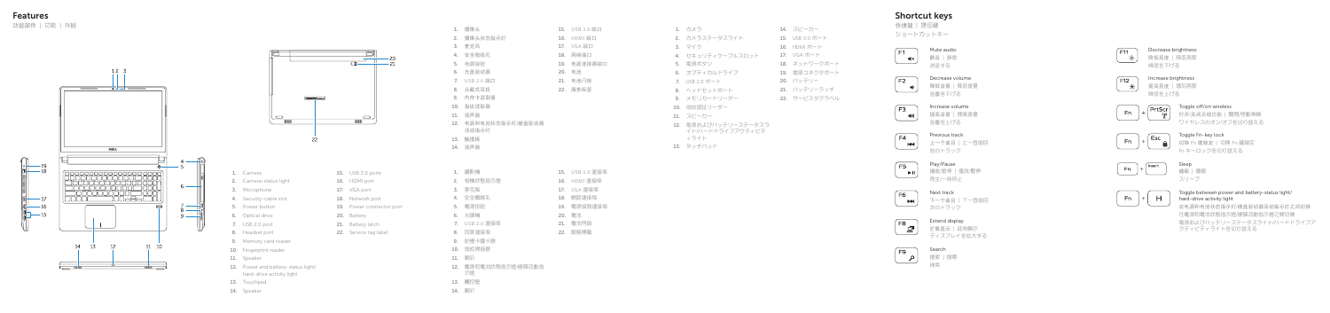# Features

功能部件 | 功能 | 外観

1. Camera
2. Camera-status light
3. Microphone
4. Security-cable slot
5. Power button
6. Optical drive
7. USB 2.0 port
8. Headset port
9. Memory card reader
10. Fingerprint reader
11. Speaker
12. Power and battery-status light/ hard-drive activity light
13. Touchpad
14. Speaker
15. USB 3.0 ports
16. HDMI port
17. VGA port
18. Network port
19. Power connector port
20. Battery
21. Battery latch
22. Service tag label

1. 摄像头
2. 摄像头状态指示灯
3. 麦克风
4. 安全缆线孔
5. 电源按钮
6. 光盘驱动器
7. USB 2.0 端口
8. 头戴式耳机
9. 内存卡读取器
10. 指纹读取器
11. 扬声器
12. 电源和电池状态指示灯/硬盘驱动器活动指示灯
13. 触摸板
14. 扬声器
15. USB 3.0 端口
16. HDMI 端口
17. VGA 端口
18. 网络端口
19. 电源连接器端口
20. 电池
21. 电池闩锁
22. 服务标签

1. 攝影機
2. 相機狀態指示燈
3. 麥克風
4. 安全纜線孔
5. 電源按鈕
6. 光碟機
7. USB 2.0 連接埠
8. 耳機連接埠
9. 記憶卡讀卡器
10. 指紋辨識器
11. 喇叭
12. 電源和電池狀態指示燈/硬碟活動指示燈
13. 觸控墊
14. 喇叭
15. USB 3.0 連接埠
16. HDMI 連接埠
17. VGA 連接埠
18. 網路連接埠
19. 電源接頭連接埠
20. 電池
21. 電池閂鎖
22. 服務標籤

1. カメラ
2. カメラステータスライト
3. マイク
4. セキュリティケーブルスロット
5. 電源ボタン
6. オプティカルドライブ
7. USB 2.0 ポート
8. ヘッドセットポート
9. メモリカードリーダー
10. 指紋認証リーダー
11. スピーカー
12. 電源およびバッテリーステータスライト/ハードドライブアクティビティライト
13. タッチパッド
14. スピーカー
15. USB 3.0 ポート
16. HDMI ポート
17. VGA ポート
18. ネットワークポート
19. 電源コネクタポート
20. バッテリー
21. バッテリーラッチ
22. サービスタグラベル

# Shortcut keys

快捷键 | 捷徑鍵
ショートカットキー

**F1** — Mute audio
静音 | 靜音
消音する

**F2** — Decrease volume
降低音量 | 降低音量
音量を下げる

**F3** — Increase volume
提高音量 | 提高音量
音量を上げる

**F4** — Previous track
上一个曲目 | 上一首曲目
前のトラック

**F5** — Play/Pause
播放/暂停 | 播放/暫停
再生/一時停止

**F6** — Next track
下一个曲目 | 下一首曲目
次のトラック

**F8** — Extend display
扩展显示 | 延伸顯示
ディスプレイを拡大する

**F9** — Search
搜索 | 搜尋
検索

**F11** — Decrease brightness
降低亮度 | 降低亮度
輝度を下げる

**F12** — Increase brightness
提高亮度 | 提高亮度
輝度を上げる

**Fn + PrtScr** — Toggle off/on wireless
打开/关闭无线功能 | 開啟/關閉無線
ワイヤレスのオン/オフを切り替える

**Fn + Esc** — Toggle Fn-key lock
切换 Fn 键锁定 | 切換 Fn 鍵鎖定
Fn キーロックを切り替える

**Fn + Insert** — Sleep
睡眠 | 睡眠
スリープ

**Fn + H** — Toggle between power and battery-status light/ hard-drive activity light
在电源和电池状态指示灯/硬盘驱动器活动指示灯之间切换
在電源和電池狀態指示燈/硬碟活動指示燈之間切換
電源およびバッテリーステータスライト/ハードドライブアクティビティライトを切り替える